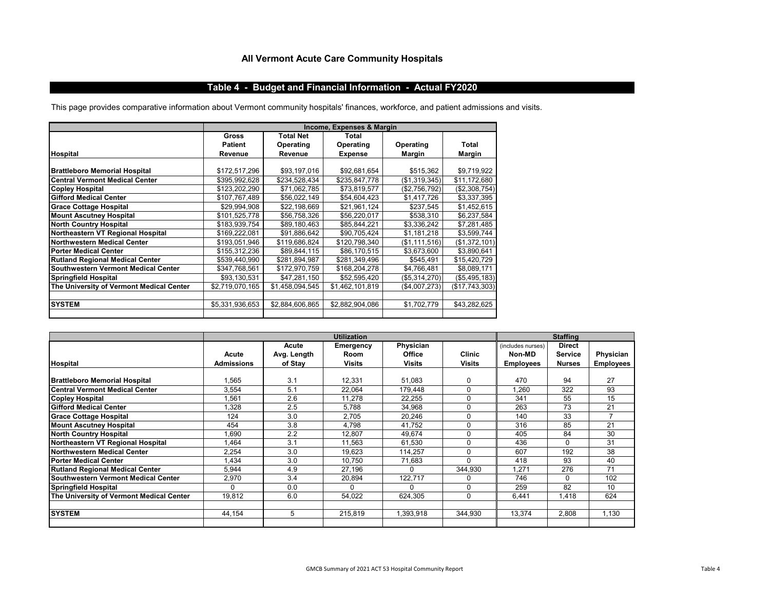# All Vermont Acute Care Community Hospitals

## Table 4 - Budget and Financial Information - Actual FY2020

This page provides comparative information about Vermont community hospitals' finances, workforce, and patient admissions and visits.

| | Income, Expenses & Margin | | | | |
|---|---|---|---|---|---|
| Hospital | Gross Patient Revenue | Total Net Operating Revenue | Total Operating Expense | Operating Margin | Total Margin |
| Brattleboro Memorial Hospital | $172,517,296 | $93,197,016 | $92,681,654 | $515,362 | $9,719,922 |
| Central Vermont Medical Center | $395,992,628 | $234,528,434 | $235,847,778 | ($1,319,345) | $11,172,680 |
| Copley Hospital | $123,202,290 | $71,062,785 | $73,819,577 | ($2,756,792) | ($2,308,754) |
| Gifford Medical Center | $107,767,489 | $56,022,149 | $54,604,423 | $1,417,726 | $3,337,395 |
| Grace Cottage Hospital | $29,994,908 | $22,198,669 | $21,961,124 | $237,545 | $1,452,615 |
| Mount Ascutney Hospital | $101,525,778 | $56,758,326 | $56,220,017 | $538,310 | $6,237,584 |
| North Country Hospital | $183,939,754 | $89,180,463 | $85,844,221 | $3,336,242 | $7,281,485 |
| Northeastern VT Regional Hospital | $169,222,081 | $91,886,642 | $90,705,424 | $1,181,218 | $3,599,744 |
| Northwestern Medical Center | $193,051,946 | $119,686,824 | $120,798,340 | ($1,111,516) | ($1,372,101) |
| Porter Medical Center | $155,312,236 | $89,844,115 | $86,170,515 | $3,673,600 | $3,890,641 |
| Rutland Regional Medical Center | $539,440,990 | $281,894,987 | $281,349,496 | $545,491 | $15,420,729 |
| Southwestern Vermont Medical Center | $347,768,561 | $172,970,759 | $168,204,278 | $4,766,481 | $8,089,171 |
| Springfield Hospital | $93,130,531 | $47,281,150 | $52,595,420 | ($5,314,270) | ($5,495,183) |
| The University of Vermont Medical Center | $2,719,070,165 | $1,458,094,545 | $1,462,101,819 | ($4,007,273) | ($17,743,303) |
| SYSTEM | $5,331,936,653 | $2,884,606,865 | $2,882,904,086 | $1,702,779 | $43,282,625 |

| | Utilization | | | | | Staffing | | |
|---|---|---|---|---|---|---|---|---|
| Hospital | Acute Admissions | Acute Avg. Length of Stay | Emergency Room Visits | Physician Office Visits | Clinic Visits | (includes nurses) Non-MD Employees | Direct Service Nurses | Physician Employees |
| Brattleboro Memorial Hospital | 1,565 | 3.1 | 12,331 | 51,083 | 0 | 470 | 94 | 27 |
| Central Vermont Medical Center | 3,554 | 5.1 | 22,064 | 179,448 | 0 | 1,260 | 322 | 93 |
| Copley Hospital | 1,561 | 2.6 | 11,278 | 22,255 | 0 | 341 | 55 | 15 |
| Gifford Medical Center | 1,328 | 2.5 | 5,788 | 34,968 | 0 | 263 | 73 | 21 |
| Grace Cottage Hospital | 124 | 3.0 | 2,705 | 20,246 | 0 | 140 | 33 | 7 |
| Mount Ascutney Hospital | 454 | 3.8 | 4,798 | 41,752 | 0 | 316 | 85 | 21 |
| North Country Hospital | 1,690 | 2.2 | 12,807 | 49,674 | 0 | 405 | 84 | 30 |
| Northeastern VT Regional Hospital | 1,464 | 3.1 | 11,563 | 61,530 | 0 | 436 | 0 | 31 |
| Northwestern Medical Center | 2,254 | 3.0 | 19,623 | 114,257 | 0 | 607 | 192 | 38 |
| Porter Medical Center | 1,434 | 3.0 | 10,750 | 71,683 | 0 | 418 | 93 | 40 |
| Rutland Regional Medical Center | 5,944 | 4.9 | 27,196 | 0 | 344,930 | 1,271 | 276 | 71 |
| Southwestern Vermont Medical Center | 2,970 | 3.4 | 20,894 | 122,717 | 0 | 746 | 0 | 102 |
| Springfield Hospital | 0 | 0.0 | 0 | 0 | 0 | 259 | 82 | 10 |
| The University of Vermont Medical Center | 19,812 | 6.0 | 54,022 | 624,305 | 0 | 6,441 | 1,418 | 624 |
| SYSTEM | 44,154 | 5 | 215,819 | 1,393,918 | 344,930 | 13,374 | 2,808 | 1,130 |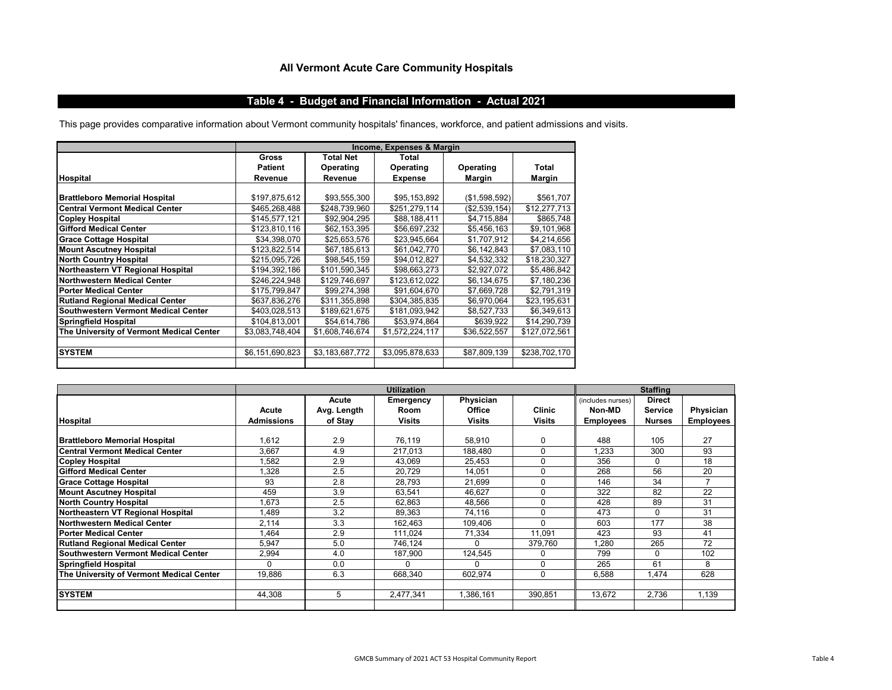# All Vermont Acute Care Community Hospitals

## Table 4 - Budget and Financial Information - Actual 2021

This page provides comparative information about Vermont community hospitals' finances, workforce, and patient admissions and visits.

| | Income, Expenses & Margin | | | | |
|---|---|---|---|---|---|
| **Hospital** | **Gross Patient Revenue** | **Total Net Operating Revenue** | **Total Operating Expense** | **Operating Margin** | **Total Margin** |
| **Brattleboro Memorial Hospital** | $197,875,612 | $93,555,300 | $95,153,892 | ($1,598,592) | $561,707 |
| **Central Vermont Medical Center** | $465,268,488 | $248,739,960 | $251,279,114 | ($2,539,154) | $12,277,713 |
| **Copley Hospital** | $145,577,121 | $92,904,295 | $88,188,411 | $4,715,884 | $865,748 |
| **Gifford Medical Center** | $123,810,116 | $62,153,395 | $56,697,232 | $5,456,163 | $9,101,968 |
| **Grace Cottage Hospital** | $34,398,070 | $25,653,576 | $23,945,664 | $1,707,912 | $4,214,656 |
| **Mount Ascutney Hospital** | $123,822,514 | $67,185,613 | $61,042,770 | $6,142,843 | $7,083,110 |
| **North Country Hospital** | $215,095,726 | $98,545,159 | $94,012,827 | $4,532,332 | $18,230,327 |
| **Northeastern VT Regional Hospital** | $194,392,186 | $101,590,345 | $98,663,273 | $2,927,072 | $5,486,842 |
| **Northwestern Medical Center** | $246,224,948 | $129,746,697 | $123,612,022 | $6,134,675 | $7,180,236 |
| **Porter Medical Center** | $175,799,847 | $99,274,398 | $91,604,670 | $7,669,728 | $2,791,319 |
| **Rutland Regional Medical Center** | $637,836,276 | $311,355,898 | $304,385,835 | $6,970,064 | $23,195,631 |
| **Southwestern Vermont Medical Center** | $403,028,513 | $189,621,675 | $181,093,942 | $8,527,733 | $6,349,613 |
| **Springfield Hospital** | $104,813,001 | $54,614,786 | $53,974,864 | $639,922 | $14,290,739 |
| **The University of Vermont Medical Center** | $3,083,748,404 | $1,608,746,674 | $1,572,224,117 | $36,522,557 | $127,072,561 |
| **SYSTEM** | $6,151,690,823 | $3,183,687,772 | $3,095,878,633 | $87,809,139 | $238,702,170 |

| | Utilization | | | | | Staffing | | |
|---|---|---|---|---|---|---|---|---|
| **Hospital** | **Acute Admissions** | **Acute Avg. Length of Stay** | **Emergency Room Visits** | **Physician Office Visits** | **Clinic Visits** | (includes nurses) **Non-MD Employees** | **Direct Service Nurses** | **Physician Employees** |
| **Brattleboro Memorial Hospital** | 1,612 | 2.9 | 76,119 | 58,910 | 0 | 488 | 105 | 27 |
| **Central Vermont Medical Center** | 3,667 | 4.9 | 217,013 | 188,480 | 0 | 1,233 | 300 | 93 |
| **Copley Hospital** | 1,582 | 2.9 | 43,069 | 25,453 | 0 | 356 | 0 | 18 |
| **Gifford Medical Center** | 1,328 | 2.5 | 20,729 | 14,051 | 0 | 268 | 56 | 20 |
| **Grace Cottage Hospital** | 93 | 2.8 | 28,793 | 21,699 | 0 | 146 | 34 | 7 |
| **Mount Ascutney Hospital** | 459 | 3.9 | 63,541 | 46,627 | 0 | 322 | 82 | 22 |
| **North Country Hospital** | 1,673 | 2.5 | 62,863 | 48,566 | 0 | 428 | 89 | 31 |
| **Northeastern VT Regional Hospital** | 1,489 | 3.2 | 89,363 | 74,116 | 0 | 473 | 0 | 31 |
| **Northwestern Medical Center** | 2,114 | 3.3 | 162,463 | 109,406 | 0 | 603 | 177 | 38 |
| **Porter Medical Center** | 1,464 | 2.9 | 111,024 | 71,334 | 11,091 | 423 | 93 | 41 |
| **Rutland Regional Medical Center** | 5,947 | 5.0 | 746,124 | 0 | 379,760 | 1,280 | 265 | 72 |
| **Southwestern Vermont Medical Center** | 2,994 | 4.0 | 187,900 | 124,545 | 0 | 799 | 0 | 102 |
| **Springfield Hospital** | 0 | 0.0 | 0 | 0 | 0 | 265 | 61 | 8 |
| **The University of Vermont Medical Center** | 19,886 | 6.3 | 668,340 | 602,974 | 0 | 6,588 | 1,474 | 628 |
| **SYSTEM** | 44,308 | 5 | 2,477,341 | 1,386,161 | 390,851 | 13,672 | 2,736 | 1,139 |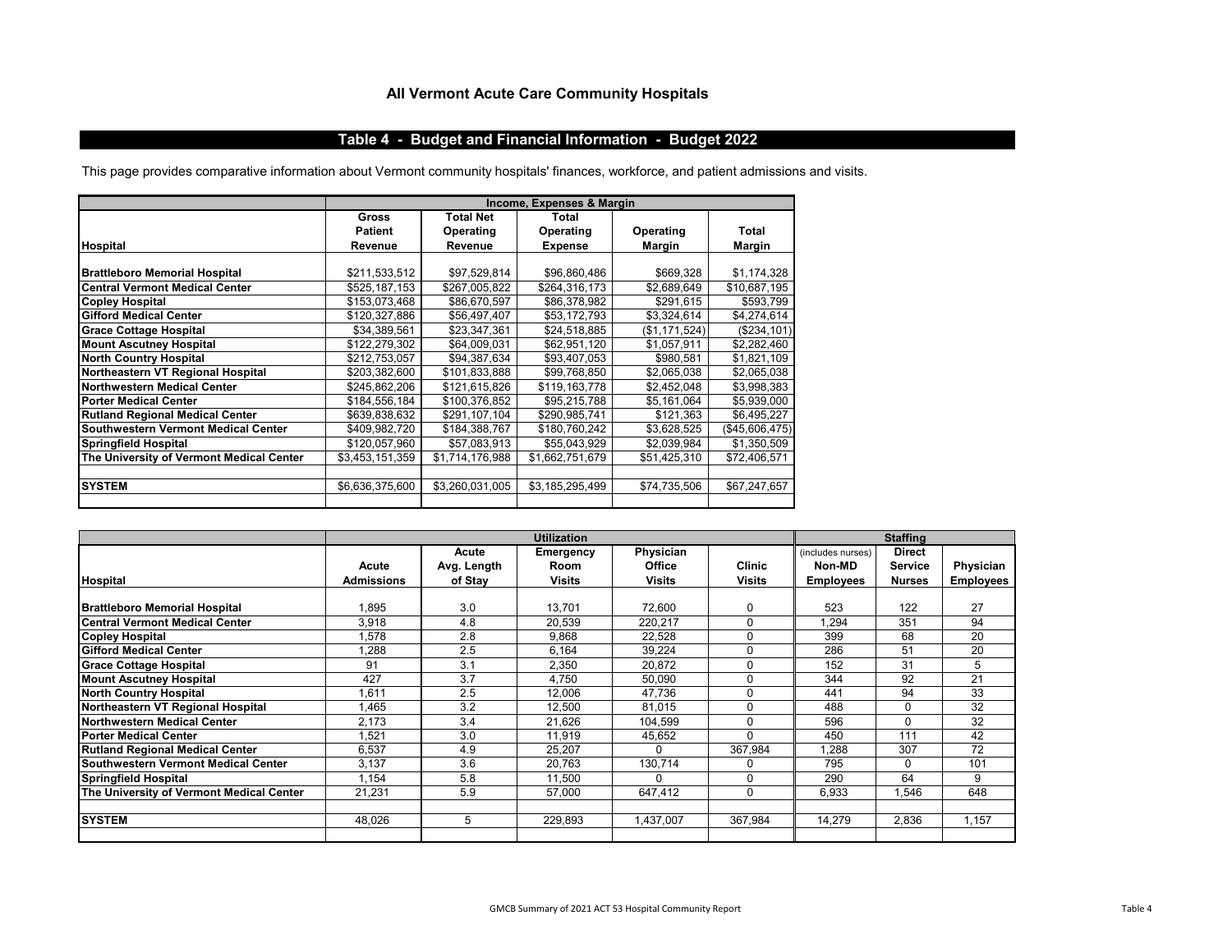## All Vermont Acute Care Community Hospitals

### Table 4 - Budget and Financial Information - Budget 2022

This page provides comparative information about Vermont community hospitals' finances, workforce, and patient admissions and visits.

| | Income, Expenses & Margin | | | | |
|---|---|---|---|---|---|
| **Hospital** | **Gross Patient Revenue** | **Total Net Operating Revenue** | **Total Operating Expense** | **Operating Margin** | **Total Margin** |
| **Brattleboro Memorial Hospital** | $211,533,512 | $97,529,814 | $96,860,486 | $669,328 | $1,174,328 |
| **Central Vermont Medical Center** | $525,187,153 | $267,005,822 | $264,316,173 | $2,689,649 | $10,687,195 |
| **Copley Hospital** | $153,073,468 | $86,670,597 | $86,378,982 | $291,615 | $593,799 |
| **Gifford Medical Center** | $120,327,886 | $56,497,407 | $53,172,793 | $3,324,614 | $4,274,614 |
| **Grace Cottage Hospital** | $34,389,561 | $23,347,361 | $24,518,885 | ($1,171,524) | ($234,101) |
| **Mount Ascutney Hospital** | $122,279,302 | $64,009,031 | $62,951,120 | $1,057,911 | $2,282,460 |
| **North Country Hospital** | $212,753,057 | $94,387,634 | $93,407,053 | $980,581 | $1,821,109 |
| **Northeastern VT Regional Hospital** | $203,382,600 | $101,833,888 | $99,768,850 | $2,065,038 | $2,065,038 |
| **Northwestern Medical Center** | $245,862,206 | $121,615,826 | $119,163,778 | $2,452,048 | $3,998,383 |
| **Porter Medical Center** | $184,556,184 | $100,376,852 | $95,215,788 | $5,161,064 | $5,939,000 |
| **Rutland Regional Medical Center** | $639,838,632 | $291,107,104 | $290,985,741 | $121,363 | $6,495,227 |
| **Southwestern Vermont Medical Center** | $409,982,720 | $184,388,767 | $180,760,242 | $3,628,525 | ($45,606,475) |
| **Springfield Hospital** | $120,057,960 | $57,083,913 | $55,043,929 | $2,039,984 | $1,350,509 |
| **The University of Vermont Medical Center** | $3,453,151,359 | $1,714,176,988 | $1,662,751,679 | $51,425,310 | $72,406,571 |
| **SYSTEM** | $6,636,375,600 | $3,260,031,005 | $3,185,295,499 | $74,735,506 | $67,247,657 |

| | Utilization | | | | | Staffing | | |
|---|---|---|---|---|---|---|---|---|
| **Hospital** | **Acute Admissions** | **Acute Avg. Length of Stay** | **Emergency Room Visits** | **Physician Office Visits** | **Clinic Visits** | (includes nurses) **Non-MD Employees** | **Direct Service Nurses** | **Physician Employees** |
| **Brattleboro Memorial Hospital** | 1,895 | 3.0 | 13,701 | 72,600 | 0 | 523 | 122 | 27 |
| **Central Vermont Medical Center** | 3,918 | 4.8 | 20,539 | 220,217 | 0 | 1,294 | 351 | 94 |
| **Copley Hospital** | 1,578 | 2.8 | 9,868 | 22,528 | 0 | 399 | 68 | 20 |
| **Gifford Medical Center** | 1,288 | 2.5 | 6,164 | 39,224 | 0 | 286 | 51 | 20 |
| **Grace Cottage Hospital** | 91 | 3.1 | 2,350 | 20,872 | 0 | 152 | 31 | 5 |
| **Mount Ascutney Hospital** | 427 | 3.7 | 4,750 | 50,090 | 0 | 344 | 92 | 21 |
| **North Country Hospital** | 1,611 | 2.5 | 12,006 | 47,736 | 0 | 441 | 94 | 33 |
| **Northeastern VT Regional Hospital** | 1,465 | 3.2 | 12,500 | 81,015 | 0 | 488 | 0 | 32 |
| **Northwestern Medical Center** | 2,173 | 3.4 | 21,626 | 104,599 | 0 | 596 | 0 | 32 |
| **Porter Medical Center** | 1,521 | 3.0 | 11,919 | 45,652 | 0 | 450 | 111 | 42 |
| **Rutland Regional Medical Center** | 6,537 | 4.9 | 25,207 | 0 | 367,984 | 1,288 | 307 | 72 |
| **Southwestern Vermont Medical Center** | 3,137 | 3.6 | 20,763 | 130,714 | 0 | 795 | 0 | 101 |
| **Springfield Hospital** | 1,154 | 5.8 | 11,500 | 0 | 0 | 290 | 64 | 9 |
| **The University of Vermont Medical Center** | 21,231 | 5.9 | 57,000 | 647,412 | 0 | 6,933 | 1,546 | 648 |
| **SYSTEM** | 48,026 | 5 | 229,893 | 1,437,007 | 367,984 | 14,279 | 2,836 | 1,157 |

GMCB Summary of 2021 ACT 53 Hospital Community Report

Table 4